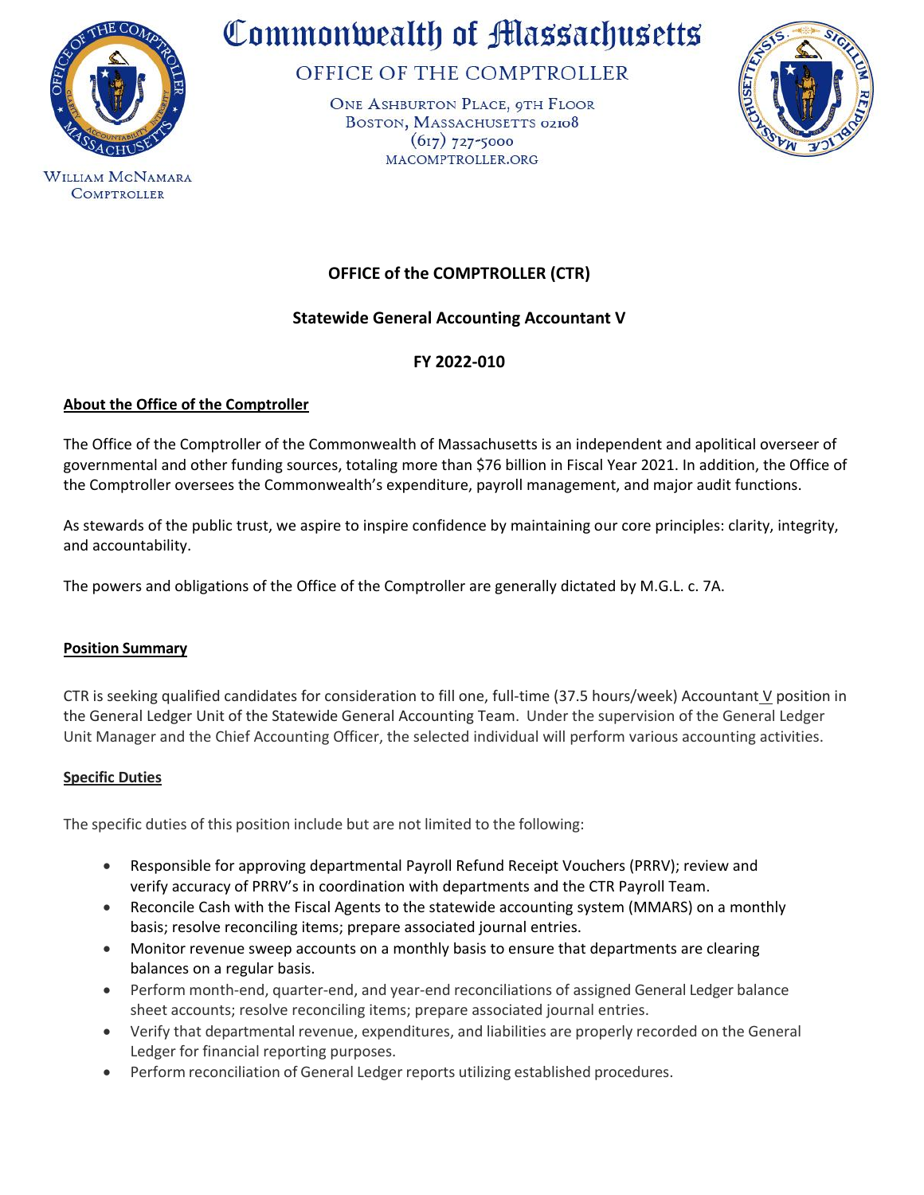# Commonwealth of Massachusetts

## OFFICE OF THE COMPTROLLER

ONE ASHBURTON PLACE, 9TH FLOOR
BOSTON, MASSACHUSETTS 02108
(617) 727-5000
MACOMPTROLLER.ORG

WILLIAM MCNAMARA
COMPTROLLER

**OFFICE of the COMPTROLLER (CTR)**

**Statewide General Accounting Accountant V**

**FY 2022-010**

**About the Office of the Comptroller**

The Office of the Comptroller of the Commonwealth of Massachusetts is an independent and apolitical overseer of governmental and other funding sources, totaling more than $76 billion in Fiscal Year 2021. In addition, the Office of the Comptroller oversees the Commonwealth's expenditure, payroll management, and major audit functions.

As stewards of the public trust, we aspire to inspire confidence by maintaining our core principles: clarity, integrity, and accountability.

The powers and obligations of the Office of the Comptroller are generally dictated by M.G.L. c. 7A.

**Position Summary**

CTR is seeking qualified candidates for consideration to fill one, full-time (37.5 hours/week) Accountant V position in the General Ledger Unit of the Statewide General Accounting Team. Under the supervision of the General Ledger Unit Manager and the Chief Accounting Officer, the selected individual will perform various accounting activities.

**Specific Duties**

The specific duties of this position include but are not limited to the following:

- Responsible for approving departmental Payroll Refund Receipt Vouchers (PRRV); review and verify accuracy of PRRV's in coordination with departments and the CTR Payroll Team.
- Reconcile Cash with the Fiscal Agents to the statewide accounting system (MMARS) on a monthly basis; resolve reconciling items; prepare associated journal entries.
- Monitor revenue sweep accounts on a monthly basis to ensure that departments are clearing balances on a regular basis.
- Perform month-end, quarter-end, and year-end reconciliations of assigned General Ledger balance sheet accounts; resolve reconciling items; prepare associated journal entries.
- Verify that departmental revenue, expenditures, and liabilities are properly recorded on the General Ledger for financial reporting purposes.
- Perform reconciliation of General Ledger reports utilizing established procedures.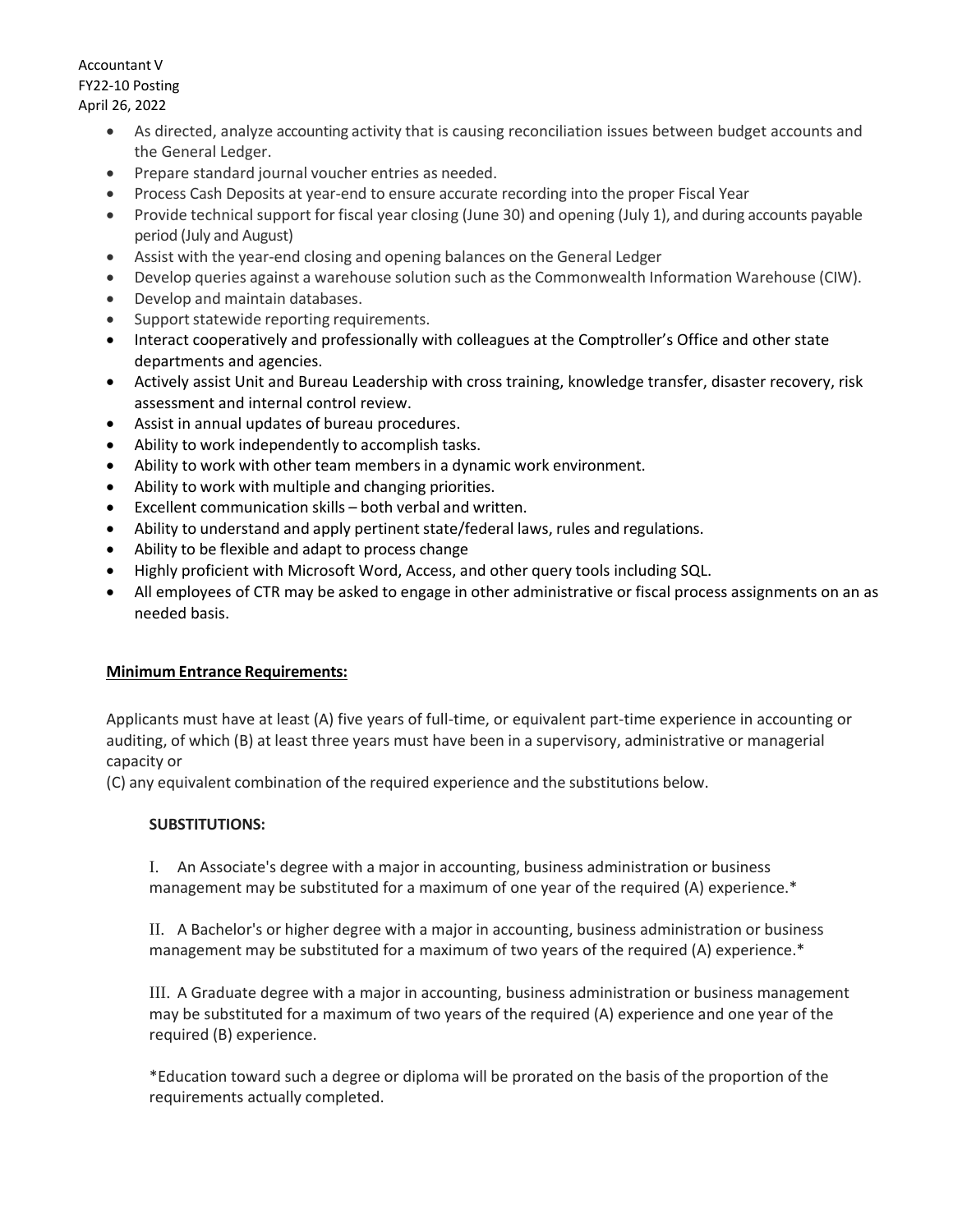- As directed, analyze accounting activity that is causing reconciliation issues between budget accounts and the General Ledger.
- Prepare standard journal voucher entries as needed.
- Process Cash Deposits at year-end to ensure accurate recording into the proper Fiscal Year
- Provide technical support for fiscal year closing (June 30) and opening (July 1), and during accounts payable period (July and August)
- Assist with the year-end closing and opening balances on the General Ledger
- Develop queries against a warehouse solution such as the Commonwealth Information Warehouse (CIW).
- Develop and maintain databases.
- Support statewide reporting requirements.
- Interact cooperatively and professionally with colleagues at the Comptroller's Office and other state departments and agencies.
- Actively assist Unit and Bureau Leadership with cross training, knowledge transfer, disaster recovery, risk assessment and internal control review.
- Assist in annual updates of bureau procedures.
- Ability to work independently to accomplish tasks.
- Ability to work with other team members in a dynamic work environment.
- Ability to work with multiple and changing priorities.
- Excellent communication skills – both verbal and written.
- Ability to understand and apply pertinent state/federal laws, rules and regulations.
- Ability to be flexible and adapt to process change
- Highly proficient with Microsoft Word, Access, and other query tools including SQL.
- All employees of CTR may be asked to engage in other administrative or fiscal process assignments on an as needed basis.

**Minimum Entrance Requirements:**

Applicants must have at least (A) five years of full-time, or equivalent part-time experience in accounting or auditing, of which (B) at least three years must have been in a supervisory, administrative or managerial capacity or

(C) any equivalent combination of the required experience and the substitutions below.

**SUBSTITUTIONS:**

I. An Associate's degree with a major in accounting, business administration or business management may be substituted for a maximum of one year of the required (A) experience.*

II. A Bachelor's or higher degree with a major in accounting, business administration or business management may be substituted for a maximum of two years of the required (A) experience.*

III. A Graduate degree with a major in accounting, business administration or business management may be substituted for a maximum of two years of the required (A) experience and one year of the required (B) experience.

*Education toward such a degree or diploma will be prorated on the basis of the proportion of the requirements actually completed.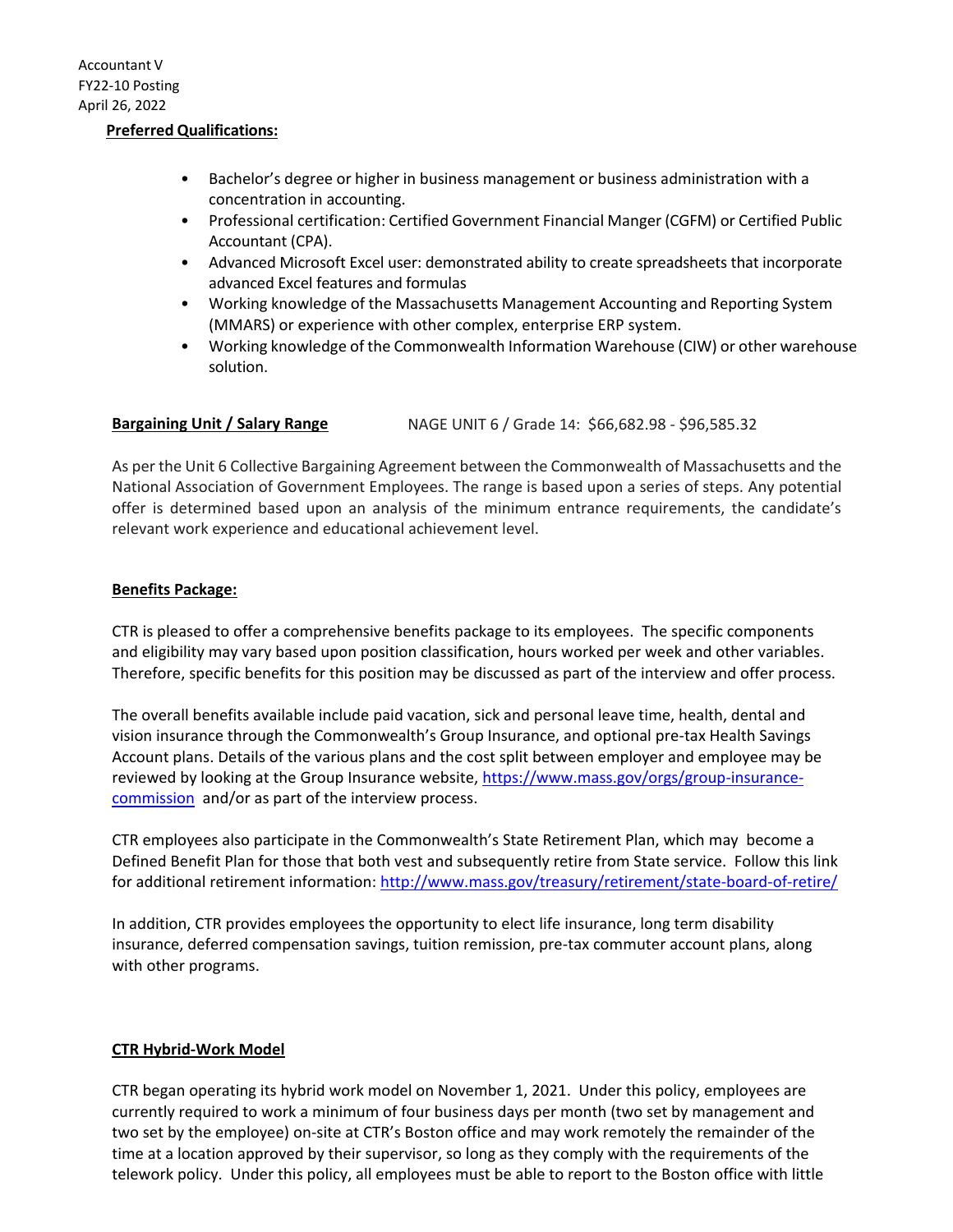**Preferred Qualifications:**

- Bachelor's degree or higher in business management or business administration with a concentration in accounting.
- Professional certification: Certified Government Financial Manger (CGFM) or Certified Public Accountant (CPA).
- Advanced Microsoft Excel user: demonstrated ability to create spreadsheets that incorporate advanced Excel features and formulas
- Working knowledge of the Massachusetts Management Accounting and Reporting System (MMARS) or experience with other complex, enterprise ERP system.
- Working knowledge of the Commonwealth Information Warehouse (CIW) or other warehouse solution.

**Bargaining Unit / Salary Range** NAGE UNIT 6 / Grade 14: $66,682.98 - $96,585.32

As per the Unit 6 Collective Bargaining Agreement between the Commonwealth of Massachusetts and the National Association of Government Employees. The range is based upon a series of steps. Any potential offer is determined based upon an analysis of the minimum entrance requirements, the candidate's relevant work experience and educational achievement level.

**Benefits Package:**

CTR is pleased to offer a comprehensive benefits package to its employees. The specific components and eligibility may vary based upon position classification, hours worked per week and other variables. Therefore, specific benefits for this position may be discussed as part of the interview and offer process.

The overall benefits available include paid vacation, sick and personal leave time, health, dental and vision insurance through the Commonwealth's Group Insurance, and optional pre-tax Health Savings Account plans. Details of the various plans and the cost split between employer and employee may be reviewed by looking at the Group Insurance website, https://www.mass.gov/orgs/group-insurance-commission and/or as part of the interview process.

CTR employees also participate in the Commonwealth's State Retirement Plan, which may become a Defined Benefit Plan for those that both vest and subsequently retire from State service. Follow this link for additional retirement information: http://www.mass.gov/treasury/retirement/state-board-of-retire/

In addition, CTR provides employees the opportunity to elect life insurance, long term disability insurance, deferred compensation savings, tuition remission, pre-tax commuter account plans, along with other programs.

**CTR Hybrid-Work Model**

CTR began operating its hybrid work model on November 1, 2021. Under this policy, employees are currently required to work a minimum of four business days per month (two set by management and two set by the employee) on-site at CTR's Boston office and may work remotely the remainder of the time at a location approved by their supervisor, so long as they comply with the requirements of the telework policy. Under this policy, all employees must be able to report to the Boston office with little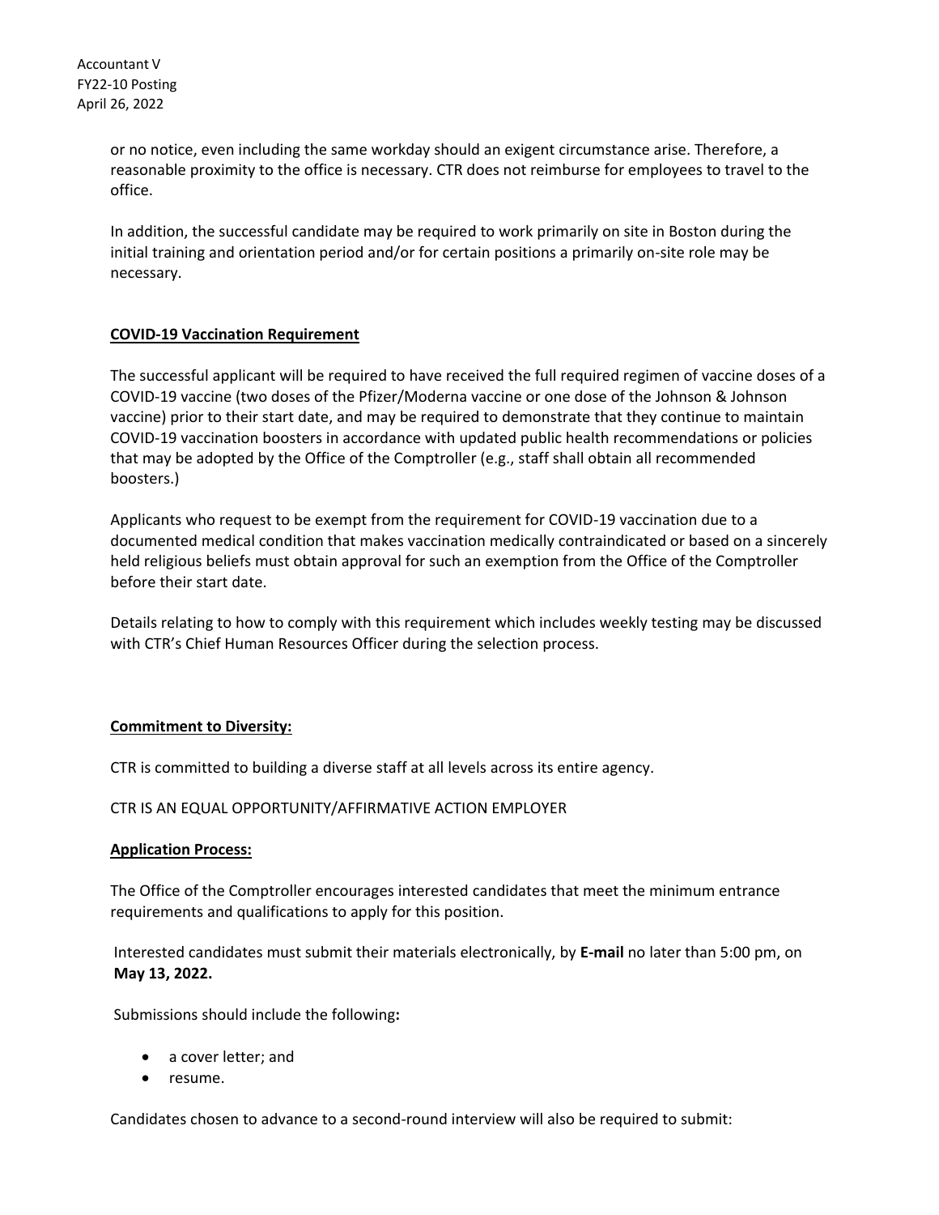or no notice, even including the same workday should an exigent circumstance arise. Therefore, a reasonable proximity to the office is necessary. CTR does not reimburse for employees to travel to the office.

In addition, the successful candidate may be required to work primarily on site in Boston during the initial training and orientation period and/or for certain positions a primarily on-site role may be necessary.

**COVID-19 Vaccination Requirement**

The successful applicant will be required to have received the full required regimen of vaccine doses of a COVID-19 vaccine (two doses of the Pfizer/Moderna vaccine or one dose of the Johnson & Johnson vaccine) prior to their start date, and may be required to demonstrate that they continue to maintain COVID-19 vaccination boosters in accordance with updated public health recommendations or policies that may be adopted by the Office of the Comptroller (e.g., staff shall obtain all recommended boosters.)

Applicants who request to be exempt from the requirement for COVID-19 vaccination due to a documented medical condition that makes vaccination medically contraindicated or based on a sincerely held religious beliefs must obtain approval for such an exemption from the Office of the Comptroller before their start date.

Details relating to how to comply with this requirement which includes weekly testing may be discussed with CTR's Chief Human Resources Officer during the selection process.

**Commitment to Diversity:**

CTR is committed to building a diverse staff at all levels across its entire agency.

CTR IS AN EQUAL OPPORTUNITY/AFFIRMATIVE ACTION EMPLOYER

**Application Process:**

The Office of the Comptroller encourages interested candidates that meet the minimum entrance requirements and qualifications to apply for this position.

Interested candidates must submit their materials electronically, by **E-mail** no later than 5:00 pm, on **May 13, 2022.**

Submissions should include the following**:**

- a cover letter; and
- resume.

Candidates chosen to advance to a second-round interview will also be required to submit: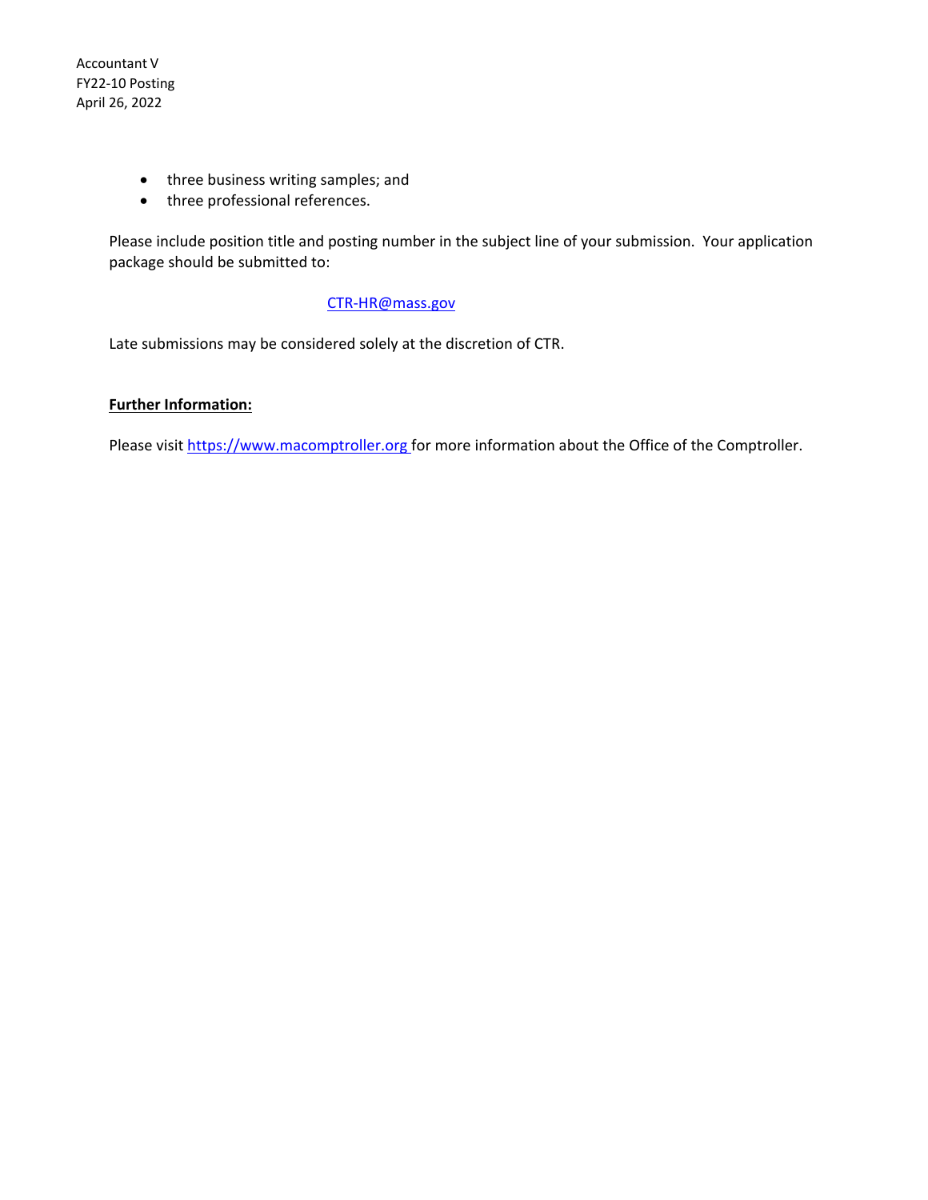- three business writing samples; and
- three professional references.

Please include position title and posting number in the subject line of your submission. Your application package should be submitted to:

CTR-HR@mass.gov

Late submissions may be considered solely at the discretion of CTR.

**Further Information:**

Please visit https://www.macomptroller.org for more information about the Office of the Comptroller.